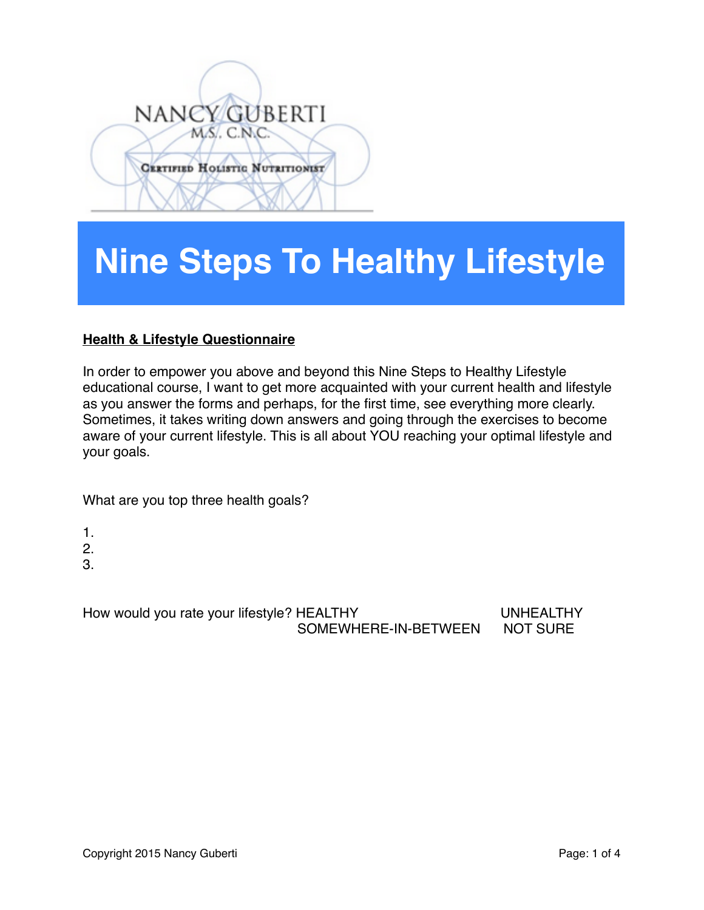NANCY GUBERTI
M.S., C.N.C.
Certified Holistic Nutritionist

# Nine Steps To Healthy Lifestyle

**Health & Lifestyle Questionnaire**

In order to empower you above and beyond this Nine Steps to Healthy Lifestyle educational course, I want to get more acquainted with your current health and lifestyle as you answer the forms and perhaps, for the first time, see everything more clearly. Sometimes, it takes writing down answers and going through the exercises to become aware of your current lifestyle. This is all about YOU reaching your optimal lifestyle and your goals.

What are you top three health goals?

1.
2.
3.

How would you rate your lifestyle? HEALTHY UNHEALTHY SOMEWHERE-IN-BETWEEN NOT SURE

Copyright 2015 Nancy Guberti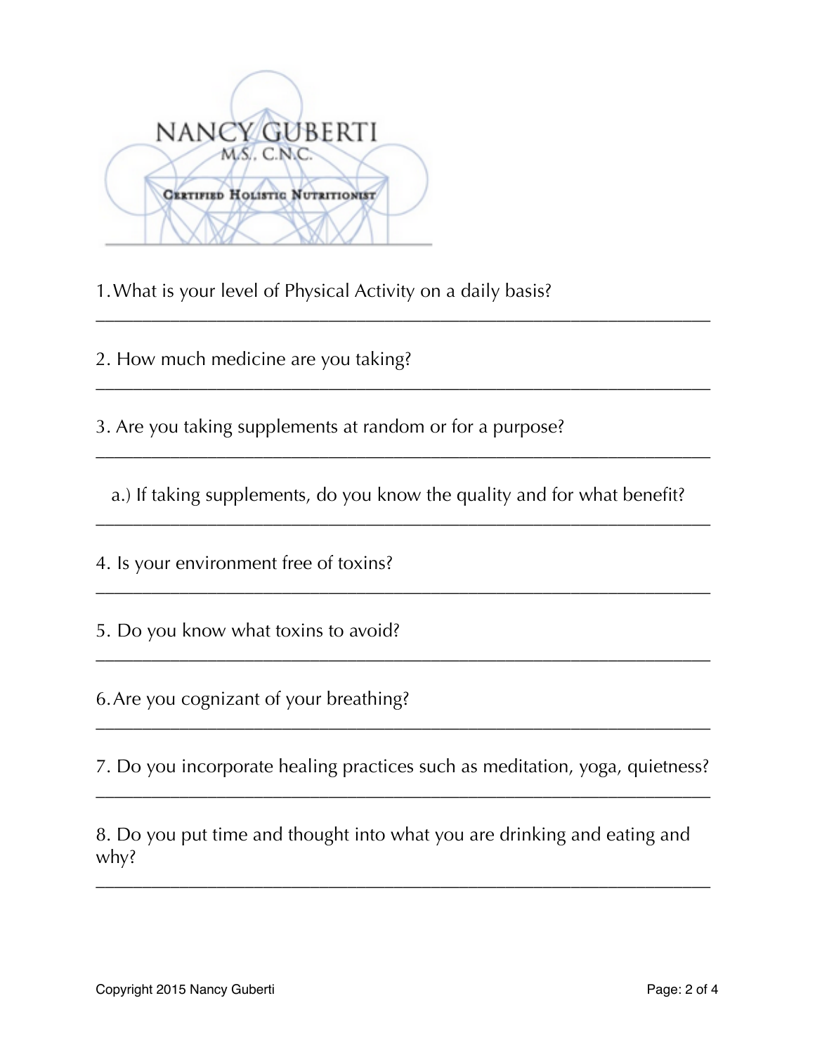NANCY GUBERTI
M.S., C.N.C.

Certified Holistic Nutritionist

1. What is your level of Physical Activity on a daily basis?

_______________________________________________________________

2. How much medicine are you taking?

_______________________________________________________________

3. Are you taking supplements at random or for a purpose?

_______________________________________________________________

a.) If taking supplements, do you know the quality and for what benefit?

_______________________________________________________________

4. Is your environment free of toxins?

_______________________________________________________________

5. Do you know what toxins to avoid?

_______________________________________________________________

6. Are you cognizant of your breathing?

_______________________________________________________________

7. Do you incorporate healing practices such as meditation, yoga, quietness?

_______________________________________________________________

8. Do you put time and thought into what you are drinking and eating and why?

_______________________________________________________________

Copyright 2015 Nancy Guberti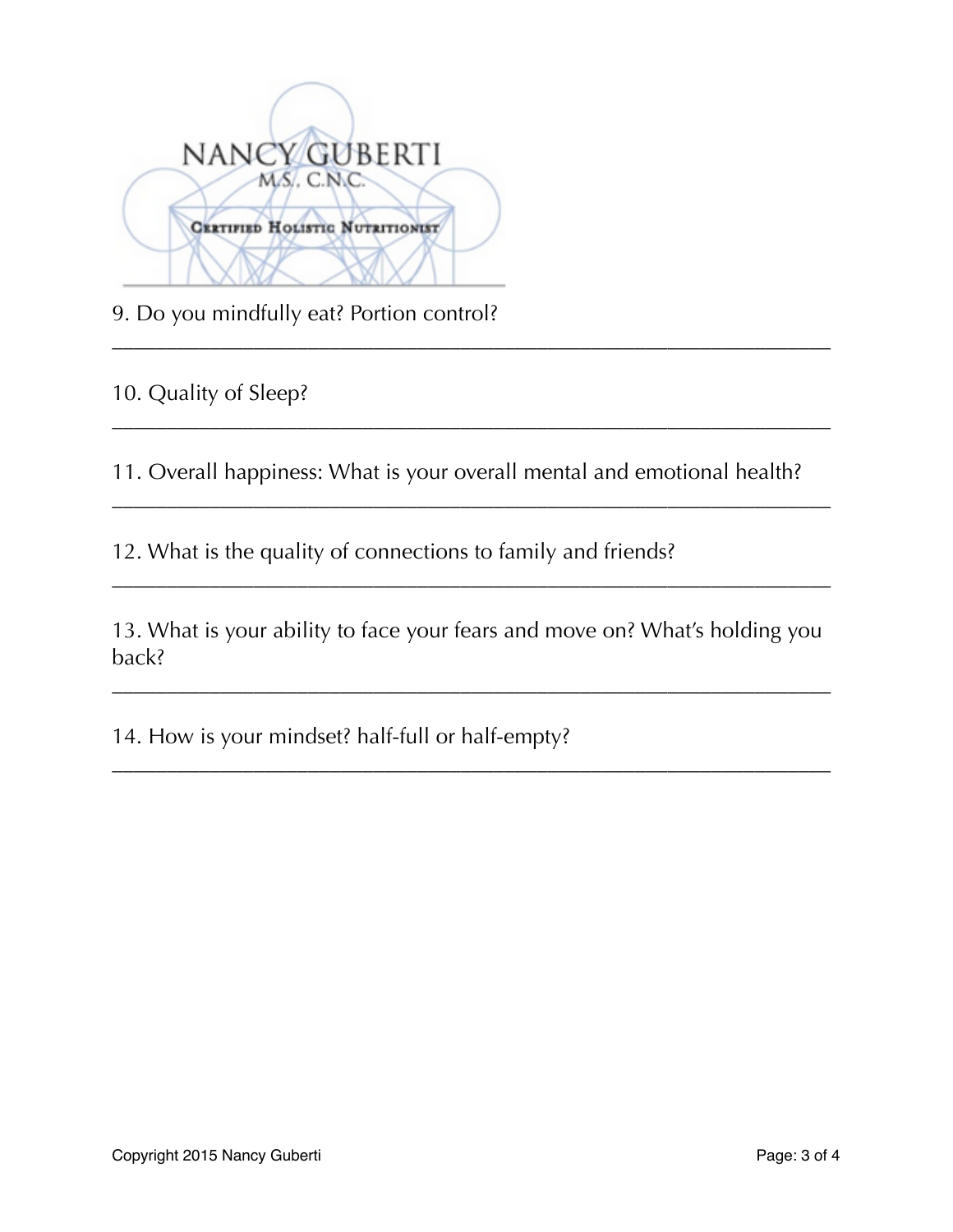NANCY GUBERTI
M.S., C.N.C.
Certified Holistic Nutritionist

9. Do you mindfully eat? Portion control?

___________________________________________________________________

10. Quality of Sleep?

___________________________________________________________________

11. Overall happiness: What is your overall mental and emotional health?

___________________________________________________________________

12. What is the quality of connections to family and friends?

___________________________________________________________________

13. What is your ability to face your fears and move on? What's holding you back?

___________________________________________________________________

14. How is your mindset? half-full or half-empty?

___________________________________________________________________

Copyright 2015 Nancy Guberti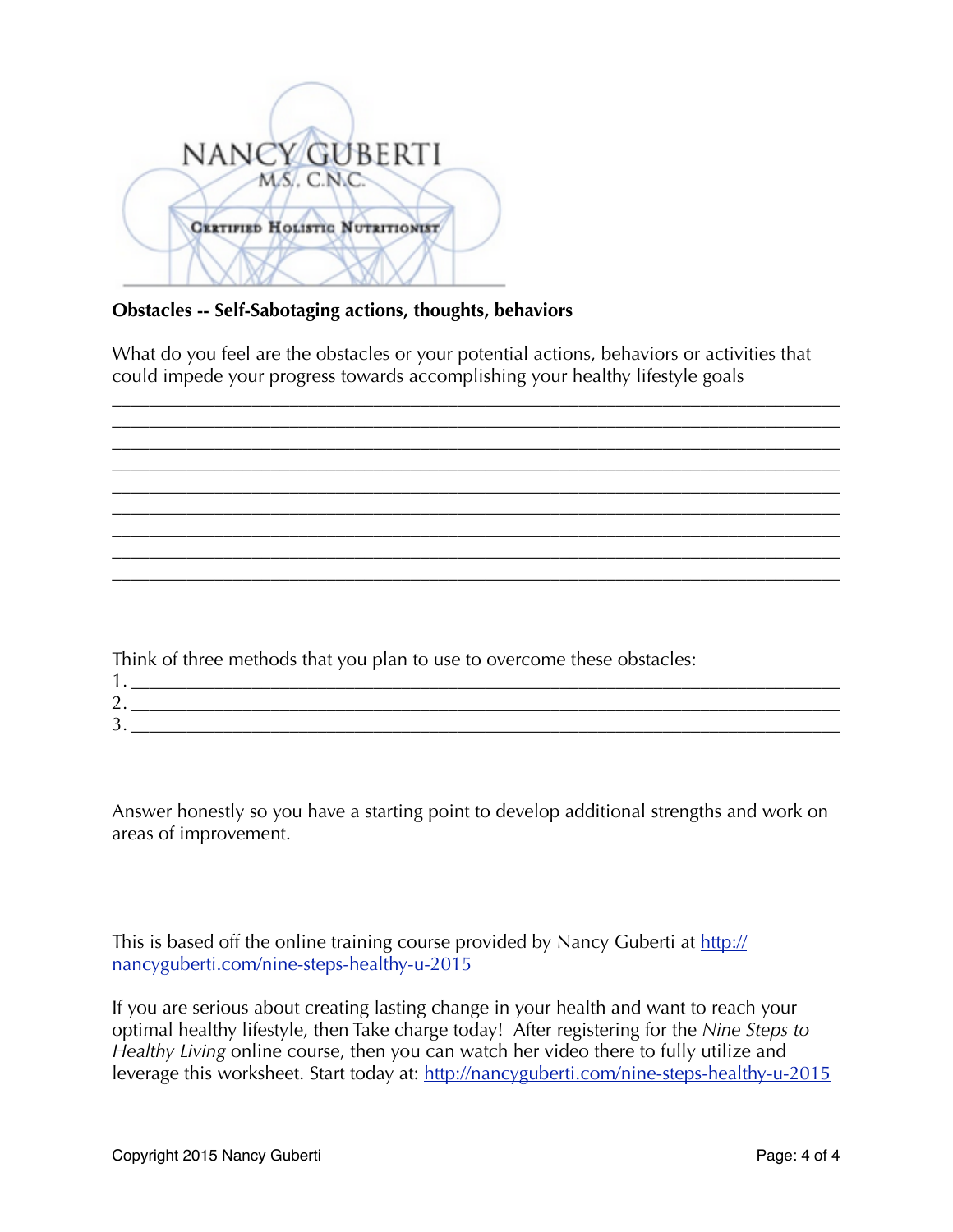NANCY GUBERTI
M.S., C.N.C.
CERTIFIED HOLISTIC NUTRITIONIST

**Obstacles -- Self-Sabotaging actions, thoughts, behaviors**

What do you feel are the obstacles or your potential actions, behaviors or activities that could impede your progress towards accomplishing your healthy lifestyle goals

_______________________________________________________________________
_______________________________________________________________________
_______________________________________________________________________
_______________________________________________________________________
_______________________________________________________________________
_______________________________________________________________________
_______________________________________________________________________
_______________________________________________________________________
_______________________________________________________________________

Think of three methods that you plan to use to overcome these obstacles:

1. _____________________________________________________________________
2. _____________________________________________________________________
3. _____________________________________________________________________

Answer honestly so you have a starting point to develop additional strengths and work on areas of improvement.

This is based off the online training course provided by Nancy Guberti at http://nancyguberti.com/nine-steps-healthy-u-2015

If you are serious about creating lasting change in your health and want to reach your optimal healthy lifestyle, then Take charge today! After registering for the *Nine Steps to Healthy Living* online course, then you can watch her video there to fully utilize and leverage this worksheet. Start today at: http://nancyguberti.com/nine-steps-healthy-u-2015

Copyright 2015 Nancy Guberti